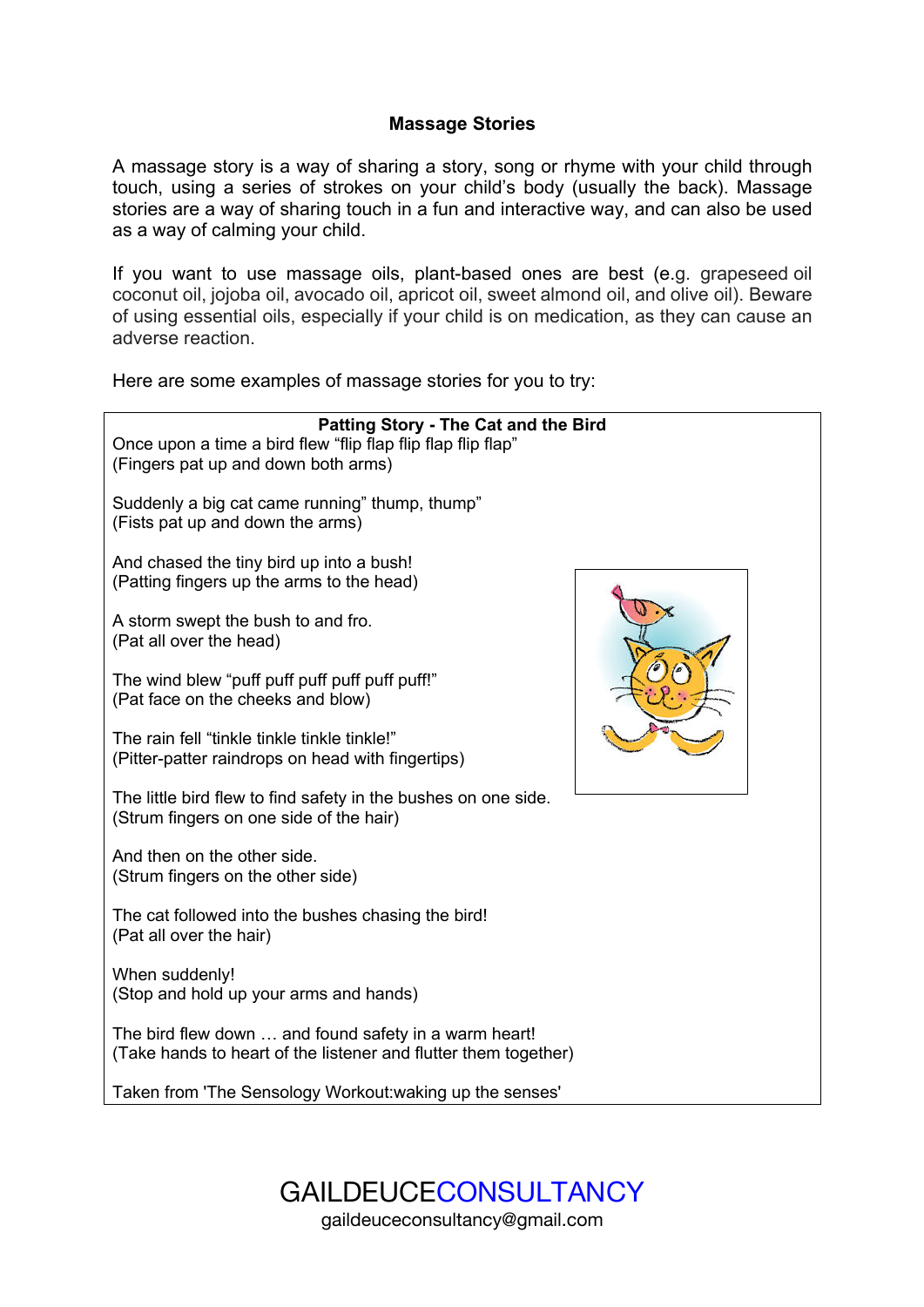## Massage Stories

A massage story is a way of sharing a story, song or rhyme with your child through touch, using a series of strokes on your child's body (usually the back). Massage stories are a way of sharing touch in a fun and interactive way, and can also be used as a way of calming your child.

If you want to use massage oils, plant-based ones are best (e.g. grapeseed oil coconut oil, jojoba oil, avocado oil, apricot oil, sweet almond oil, and olive oil). Beware of using essential oils, especially if your child is on medication, as they can cause an adverse reaction.

Here are some examples of massage stories for you to try:

### Patting Story - The Cat and the Bird

Once upon a time a bird flew "flip flap flip flap flip flap"
(Fingers pat up and down both arms)

Suddenly a big cat came running" thump, thump"
(Fists pat up and down the arms)

And chased the tiny bird up into a bush!
(Patting fingers up the arms to the head)

A storm swept the bush to and fro.
(Pat all over the head)

The wind blew "puff puff puff puff puff puff!"
(Pat face on the cheeks and blow)

The rain fell "tinkle tinkle tinkle tinkle!"
(Pitter-patter raindrops on head with fingertips)

The little bird flew to find safety in the bushes on one side.
(Strum fingers on one side of the hair)

And then on the other side.
(Strum fingers on the other side)

The cat followed into the bushes chasing the bird!
(Pat all over the hair)

When suddenly!
(Stop and hold up your arms and hands)

The bird flew down … and found safety in a warm heart!
(Take hands to heart of the listener and flutter them together)

Taken from 'The Sensology Workout:waking up the senses'

GAILDEUCECONSULTANCY
gaildeuceconsultancy@gmail.com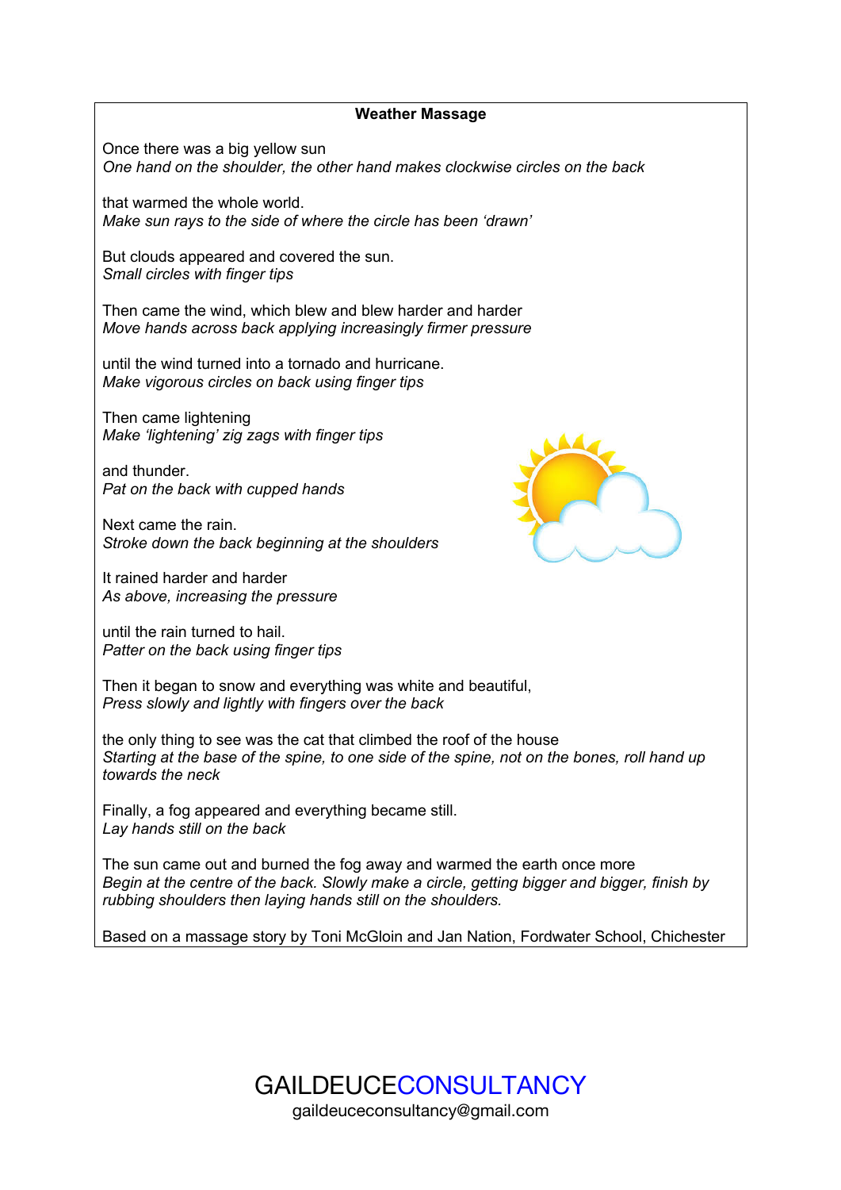**Weather Massage**

Once there was a big yellow sun
*One hand on the shoulder, the other hand makes clockwise circles on the back*

that warmed the whole world.
*Make sun rays to the side of where the circle has been 'drawn'*

But clouds appeared and covered the sun.
*Small circles with finger tips*

Then came the wind, which blew and blew harder and harder
*Move hands across back applying increasingly firmer pressure*

until the wind turned into a tornado and hurricane.
*Make vigorous circles on back using finger tips*

Then came lightening
*Make 'lightening' zig zags with finger tips*

and thunder.
*Pat on the back with cupped hands*

Next came the rain.
*Stroke down the back beginning at the shoulders*

It rained harder and harder
*As above, increasing the pressure*

until the rain turned to hail.
*Patter on the back using finger tips*

Then it began to snow and everything was white and beautiful,
*Press slowly and lightly with fingers over the back*

the only thing to see was the cat that climbed the roof of the house
*Starting at the base of the spine, to one side of the spine, not on the bones, roll hand up towards the neck*

Finally, a fog appeared and everything became still.
*Lay hands still on the back*

The sun came out and burned the fog away and warmed the earth once more
*Begin at the centre of the back. Slowly make a circle, getting bigger and bigger, finish by rubbing shoulders then laying hands still on the shoulders.*

Based on a massage story by Toni McGloin and Jan Nation, Fordwater School, Chichester

GAILDEUCECONSULTANCY
gaildeuceconsultancy@gmail.com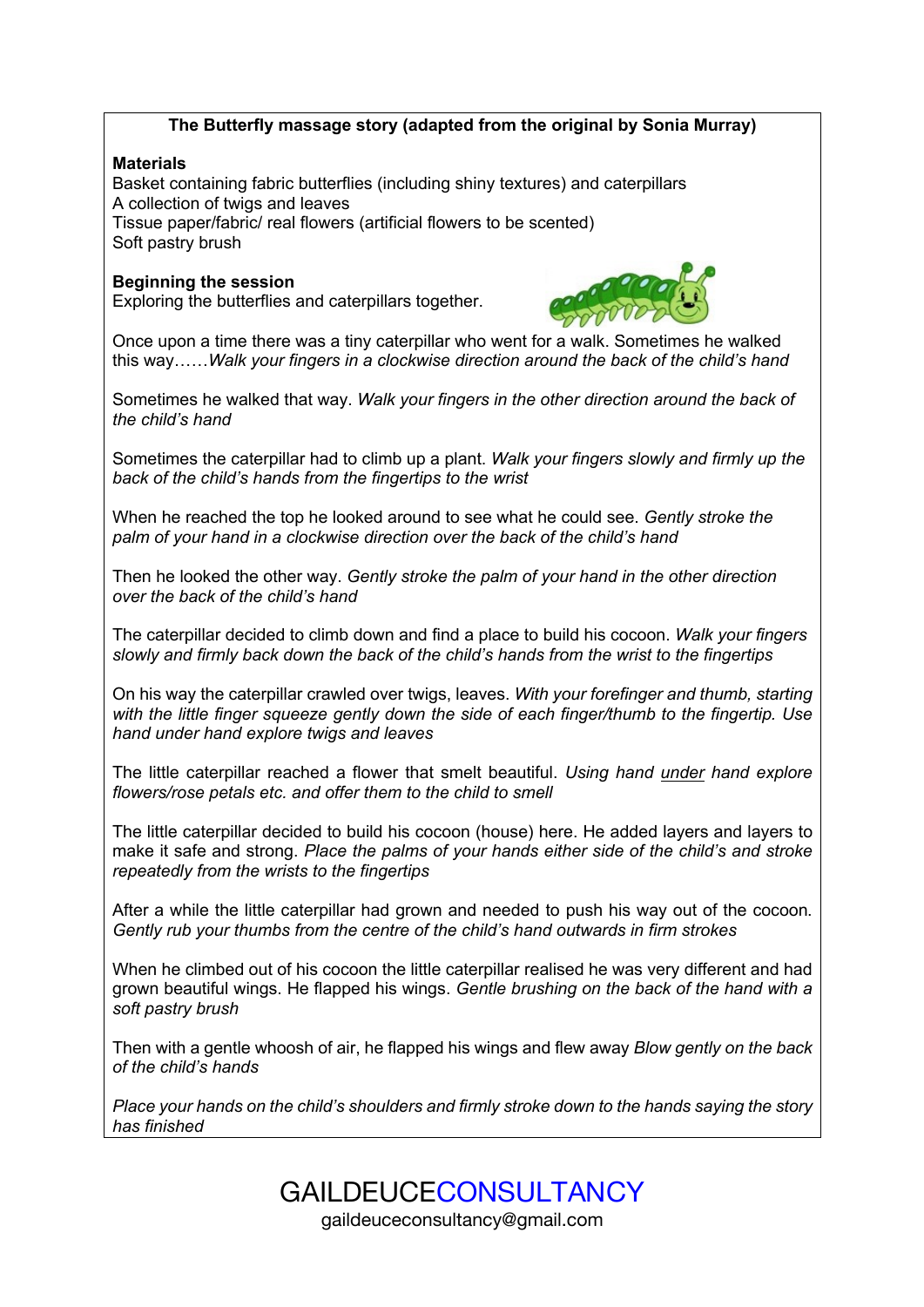**The Butterfly massage story (adapted from the original by Sonia Murray)**

**Materials**
Basket containing fabric butterflies (including shiny textures) and caterpillars
A collection of twigs and leaves
Tissue paper/fabric/ real flowers (artificial flowers to be scented)
Soft pastry brush

**Beginning the session**
Exploring the butterflies and caterpillars together.

Once upon a time there was a tiny caterpillar who went for a walk. Sometimes he walked this way……*Walk your fingers in a clockwise direction around the back of the child's hand*

Sometimes he walked that way. *Walk your fingers in the other direction around the back of the child's hand*

Sometimes the caterpillar had to climb up a plant. *Walk your fingers slowly and firmly up the back of the child's hands from the fingertips to the wrist*

When he reached the top he looked around to see what he could see. *Gently stroke the palm of your hand in a clockwise direction over the back of the child's hand*

Then he looked the other way. *Gently stroke the palm of your hand in the other direction over the back of the child's hand*

The caterpillar decided to climb down and find a place to build his cocoon. *Walk your fingers slowly and firmly back down the back of the child's hands from the wrist to the fingertips*

On his way the caterpillar crawled over twigs, leaves. *With your forefinger and thumb, starting with the little finger squeeze gently down the side of each finger/thumb to the fingertip. Use hand under hand explore twigs and leaves*

The little caterpillar reached a flower that smelt beautiful. *Using hand <u>under</u> hand explore flowers/rose petals etc. and offer them to the child to smell*

The little caterpillar decided to build his cocoon (house) here. He added layers and layers to make it safe and strong. *Place the palms of your hands either side of the child's and stroke repeatedly from the wrists to the fingertips*

After a while the little caterpillar had grown and needed to push his way out of the cocoon. *Gently rub your thumbs from the centre of the child's hand outwards in firm strokes*

When he climbed out of his cocoon the little caterpillar realised he was very different and had grown beautiful wings. He flapped his wings. *Gentle brushing on the back of the hand with a soft pastry brush*

Then with a gentle whoosh of air, he flapped his wings and flew away *Blow gently on the back of the child's hands*

*Place your hands on the child's shoulders and firmly stroke down to the hands saying the story has finished*

GAILDEUCECONSULTANCY
gaildeuceconsultancy@gmail.com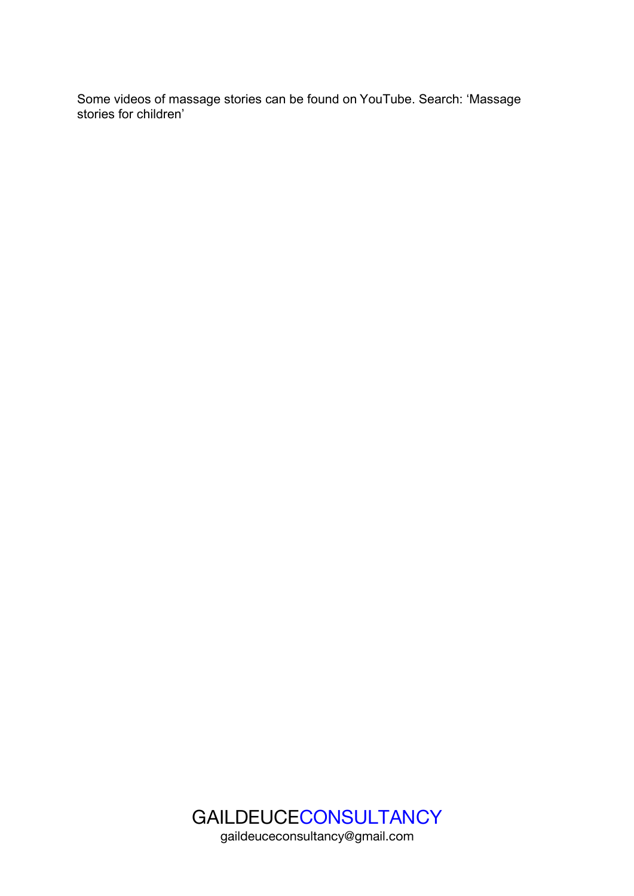Some videos of massage stories can be found on YouTube. Search: 'Massage stories for children'